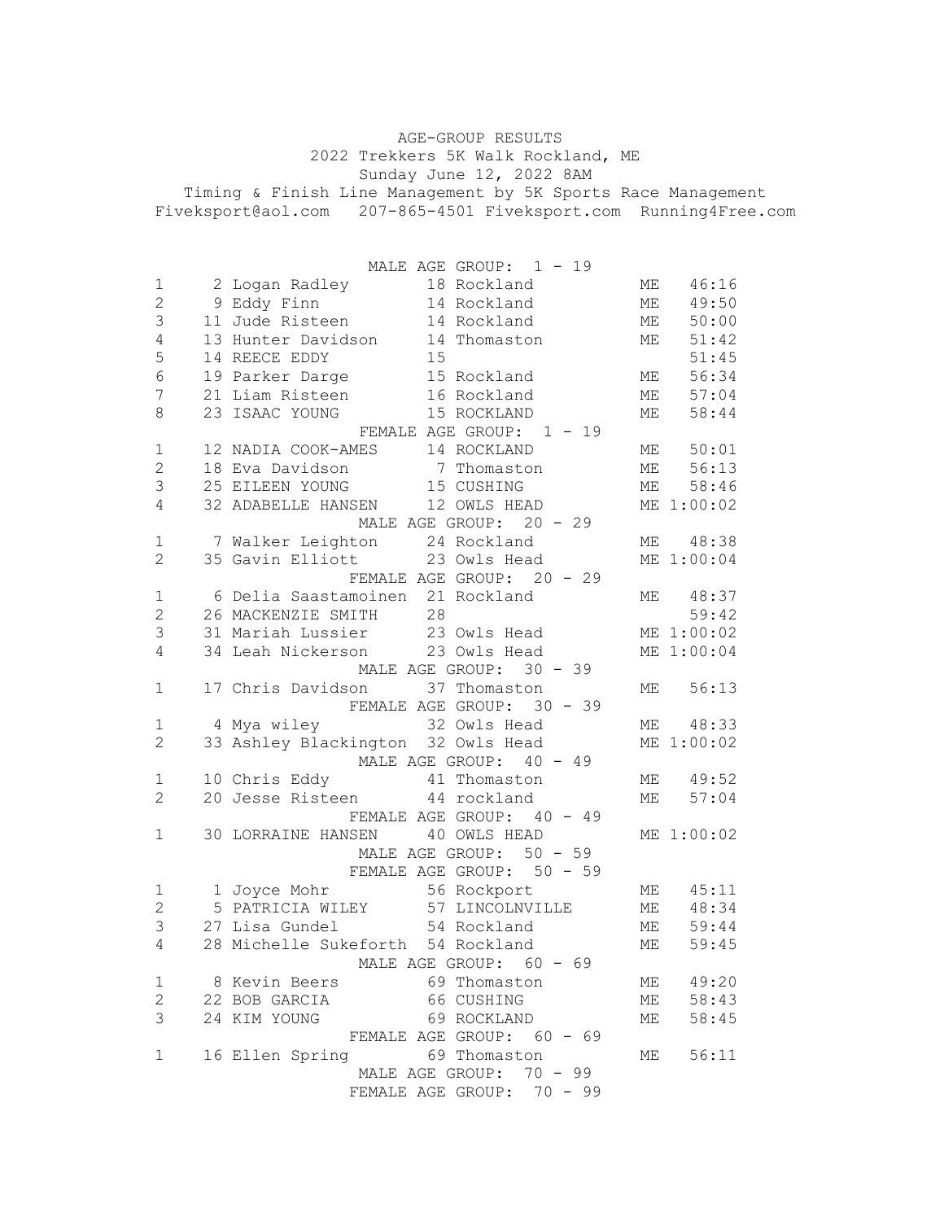# AGE-GROUP RESULTS

2022 Trekkers 5K Walk Rockland, ME

Sunday June 12, 2022 8AM

Timing & Finish Line Management by 5K Sports Race Management

Fiveksport@aol.com 207-865-4501 Fiveksport.com Running4Free.com

### MALE AGE GROUP: 1 - 19

| Place | Bib | Name | Age | City | State | Time |
|---|---|---|---|---|---|---|
| 1 | 2 | Logan Radley | 18 | Rockland | ME | 46:16 |
| 2 | 9 | Eddy Finn | 14 | Rockland | ME | 49:50 |
| 3 | 11 | Jude Risteen | 14 | Rockland | ME | 50:00 |
| 4 | 13 | Hunter Davidson | 14 | Thomaston | ME | 51:42 |
| 5 | 14 | REECE EDDY | 15 | | | 51:45 |
| 6 | 19 | Parker Darge | 15 | Rockland | ME | 56:34 |
| 7 | 21 | Liam Risteen | 16 | Rockland | ME | 57:04 |
| 8 | 23 | ISAAC YOUNG | 15 | ROCKLAND | ME | 58:44 |

### FEMALE AGE GROUP: 1 - 19

| Place | Bib | Name | Age | City | State | Time |
|---|---|---|---|---|---|---|
| 1 | 12 | NADIA COOK-AMES | 14 | ROCKLAND | ME | 50:01 |
| 2 | 18 | Eva Davidson | 7 | Thomaston | ME | 56:13 |
| 3 | 25 | EILEEN YOUNG | 15 | CUSHING | ME | 58:46 |
| 4 | 32 | ADABELLE HANSEN | 12 | OWLS HEAD | ME | 1:00:02 |

### MALE AGE GROUP: 20 - 29

| Place | Bib | Name | Age | City | State | Time |
|---|---|---|---|---|---|---|
| 1 | 7 | Walker Leighton | 24 | Rockland | ME | 48:38 |
| 2 | 35 | Gavin Elliott | 23 | Owls Head | ME | 1:00:04 |

### FEMALE AGE GROUP: 20 - 29

| Place | Bib | Name | Age | City | State | Time |
|---|---|---|---|---|---|---|
| 1 | 6 | Delia Saastamoinen | 21 | Rockland | ME | 48:37 |
| 2 | 26 | MACKENZIE SMITH | 28 | | | 59:42 |
| 3 | 31 | Mariah Lussier | 23 | Owls Head | ME | 1:00:02 |
| 4 | 34 | Leah Nickerson | 23 | Owls Head | ME | 1:00:04 |

### MALE AGE GROUP: 30 - 39

| Place | Bib | Name | Age | City | State | Time |
|---|---|---|---|---|---|---|
| 1 | 17 | Chris Davidson | 37 | Thomaston | ME | 56:13 |

### FEMALE AGE GROUP: 30 - 39

| Place | Bib | Name | Age | City | State | Time |
|---|---|---|---|---|---|---|
| 1 | 4 | Mya wiley | 32 | Owls Head | ME | 48:33 |
| 2 | 33 | Ashley Blackington | 32 | Owls Head | ME | 1:00:02 |

### MALE AGE GROUP: 40 - 49

| Place | Bib | Name | Age | City | State | Time |
|---|---|---|---|---|---|---|
| 1 | 10 | Chris Eddy | 41 | Thomaston | ME | 49:52 |
| 2 | 20 | Jesse Risteen | 44 | rockland | ME | 57:04 |

### FEMALE AGE GROUP: 40 - 49

| Place | Bib | Name | Age | City | State | Time |
|---|---|---|---|---|---|---|
| 1 | 30 | LORRAINE HANSEN | 40 | OWLS HEAD | ME | 1:00:02 |

### MALE AGE GROUP: 50 - 59

### FEMALE AGE GROUP: 50 - 59

| Place | Bib | Name | Age | City | State | Time |
|---|---|---|---|---|---|---|
| 1 | 1 | Joyce Mohr | 56 | Rockport | ME | 45:11 |
| 2 | 5 | PATRICIA WILEY | 57 | LINCOLNVILLE | ME | 48:34 |
| 3 | 27 | Lisa Gundel | 54 | Rockland | ME | 59:44 |
| 4 | 28 | Michelle Sukeforth | 54 | Rockland | ME | 59:45 |

### MALE AGE GROUP: 60 - 69

| Place | Bib | Name | Age | City | State | Time |
|---|---|---|---|---|---|---|
| 1 | 8 | Kevin Beers | 69 | Thomaston | ME | 49:20 |
| 2 | 22 | BOB GARCIA | 66 | CUSHING | ME | 58:43 |
| 3 | 24 | KIM YOUNG | 69 | ROCKLAND | ME | 58:45 |

### FEMALE AGE GROUP: 60 - 69

| Place | Bib | Name | Age | City | State | Time |
|---|---|---|---|---|---|---|
| 1 | 16 | Ellen Spring | 69 | Thomaston | ME | 56:11 |

### MALE AGE GROUP: 70 - 99

### FEMALE AGE GROUP: 70 - 99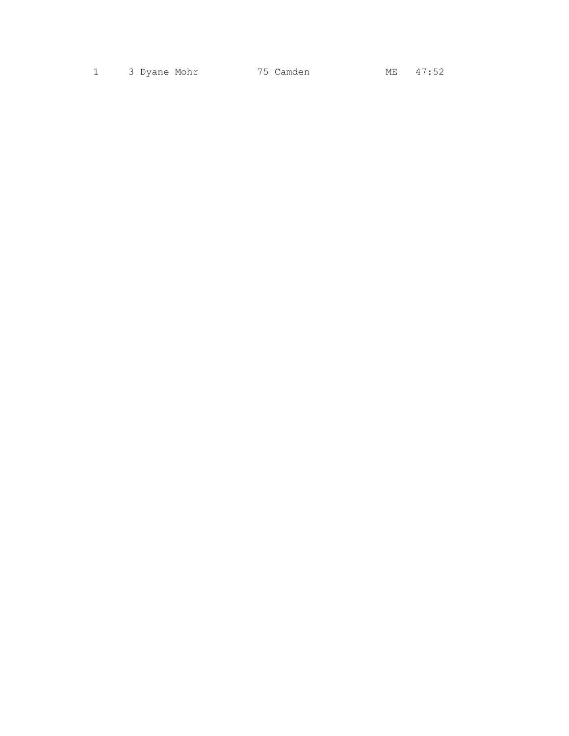```
1      3 Dyane Mohr          75 Camden              ME   47:52
```